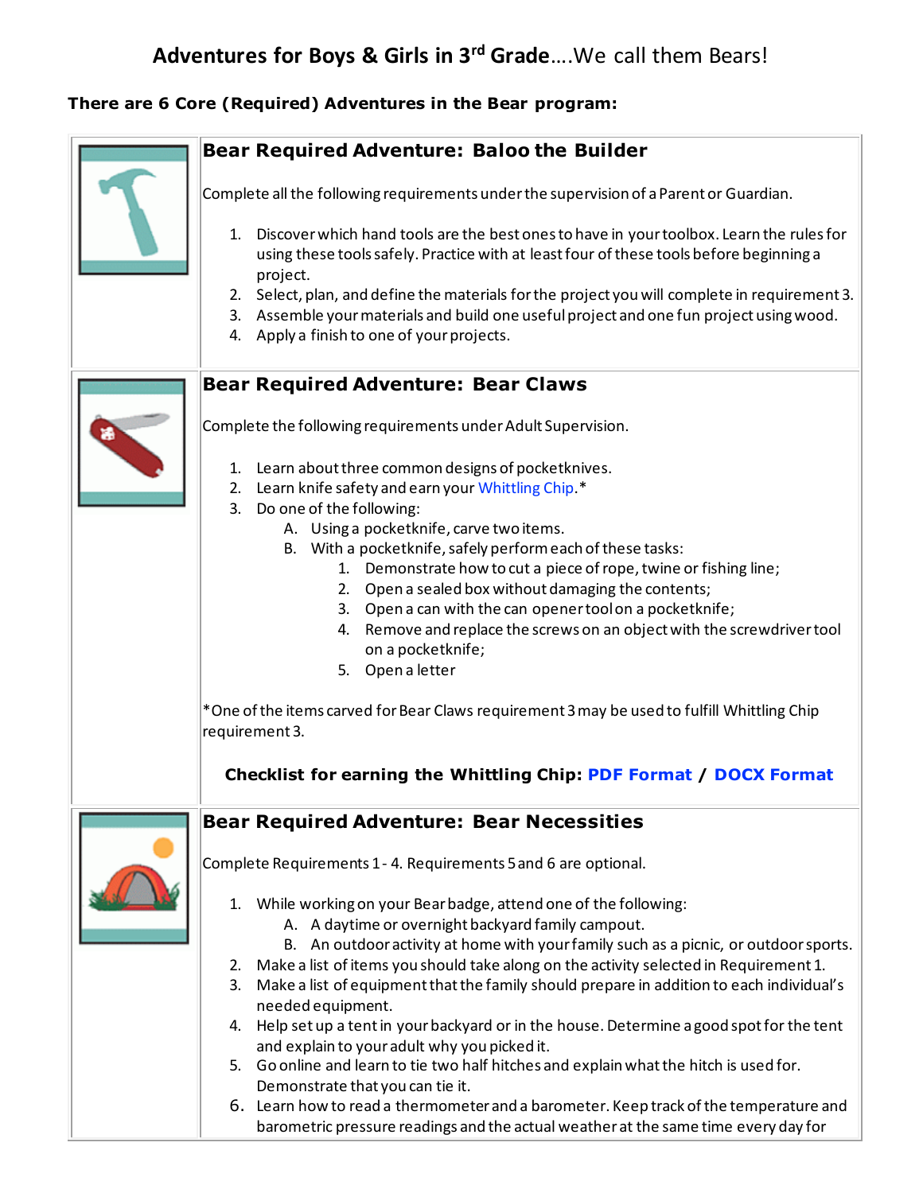# Adventures for Boys & Girls in 3rd Grade….We call them Bears!

**There are 6 Core (Required) Adventures in the Bear program:**

## Bear Required Adventure: Baloo the Builder

Complete all the following requirements under the supervision of a Parent or Guardian.

1. Discover which hand tools are the best ones to have in your toolbox. Learn the rules for using these tools safely. Practice with at least four of these tools before beginning a project.
2. Select, plan, and define the materials for the project you will complete in requirement 3.
3. Assemble your materials and build one useful project and one fun project using wood.
4. Apply a finish to one of your projects.

## Bear Required Adventure: Bear Claws

Complete the following requirements under Adult Supervision.

1. Learn about three common designs of pocketknives.
2. Learn knife safety and earn your Whittling Chip.*
3. Do one of the following:
   A. Using a pocketknife, carve two items.
   B. With a pocketknife, safely perform each of these tasks:
      1. Demonstrate how to cut a piece of rope, twine or fishing line;
      2. Open a sealed box without damaging the contents;
      3. Open a can with the can opener tool on a pocketknife;
      4. Remove and replace the screws on an object with the screwdriver tool on a pocketknife;
      5. Open a letter

*One of the items carved for Bear Claws requirement 3 may be used to fulfill Whittling Chip requirement 3.

**Checklist for earning the Whittling Chip: PDF Format / DOCX Format**

## Bear Required Adventure: Bear Necessities

Complete Requirements 1 - 4. Requirements 5 and 6 are optional.

1. While working on your Bear badge, attend one of the following:
   A. A daytime or overnight backyard family campout.
   B. An outdoor activity at home with your family such as a picnic, or outdoor sports.
2. Make a list of items you should take along on the activity selected in Requirement 1.
3. Make a list of equipment that the family should prepare in addition to each individual's needed equipment.
4. Help set up a tent in your backyard or in the house. Determine a good spot for the tent and explain to your adult why you picked it.
5. Go online and learn to tie two half hitches and explain what the hitch is used for. Demonstrate that you can tie it.
6. Learn how to read a thermometer and a barometer. Keep track of the temperature and barometric pressure readings and the actual weather at the same time every day for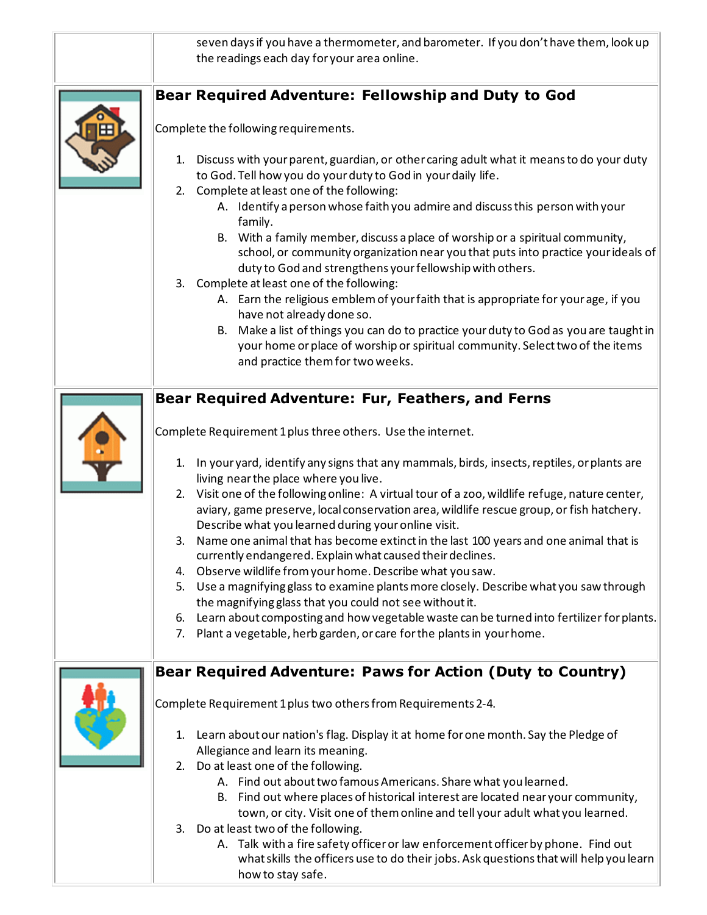seven days if you have a thermometer, and barometer. If you don't have them, look up the readings each day for your area online.

## Bear Required Adventure: Fellowship and Duty to God

Complete the following requirements.

1. Discuss with your parent, guardian, or other caring adult what it means to do your duty to God. Tell how you do your duty to God in your daily life.
2. Complete at least one of the following:
   A. Identify a person whose faith you admire and discuss this person with your family.
   B. With a family member, discuss a place of worship or a spiritual community, school, or community organization near you that puts into practice your ideals of duty to God and strengthens your fellowship with others.
3. Complete at least one of the following:
   A. Earn the religious emblem of your faith that is appropriate for your age, if you have not already done so.
   B. Make a list of things you can do to practice your duty to God as you are taught in your home or place of worship or spiritual community. Select two of the items and practice them for two weeks.

## Bear Required Adventure: Fur, Feathers, and Ferns

Complete Requirement 1 plus three others. Use the internet.

1. In your yard, identify any signs that any mammals, birds, insects, reptiles, or plants are living near the place where you live.
2. Visit one of the following online: A virtual tour of a zoo, wildlife refuge, nature center, aviary, game preserve, local conservation area, wildlife rescue group, or fish hatchery. Describe what you learned during your online visit.
3. Name one animal that has become extinct in the last 100 years and one animal that is currently endangered. Explain what caused their declines.
4. Observe wildlife from your home. Describe what you saw.
5. Use a magnifying glass to examine plants more closely. Describe what you saw through the magnifying glass that you could not see without it.
6. Learn about composting and how vegetable waste can be turned into fertilizer for plants.
7. Plant a vegetable, herb garden, or care for the plants in your home.

## Bear Required Adventure: Paws for Action (Duty to Country)

Complete Requirement 1 plus two others from Requirements 2-4.

1. Learn about our nation's flag. Display it at home for one month. Say the Pledge of Allegiance and learn its meaning.
2. Do at least one of the following.
   A. Find out about two famous Americans. Share what you learned.
   B. Find out where places of historical interest are located near your community, town, or city. Visit one of them online and tell your adult what you learned.
3. Do at least two of the following.
   A. Talk with a fire safety officer or law enforcement officer by phone. Find out what skills the officers use to do their jobs. Ask questions that will help you learn how to stay safe.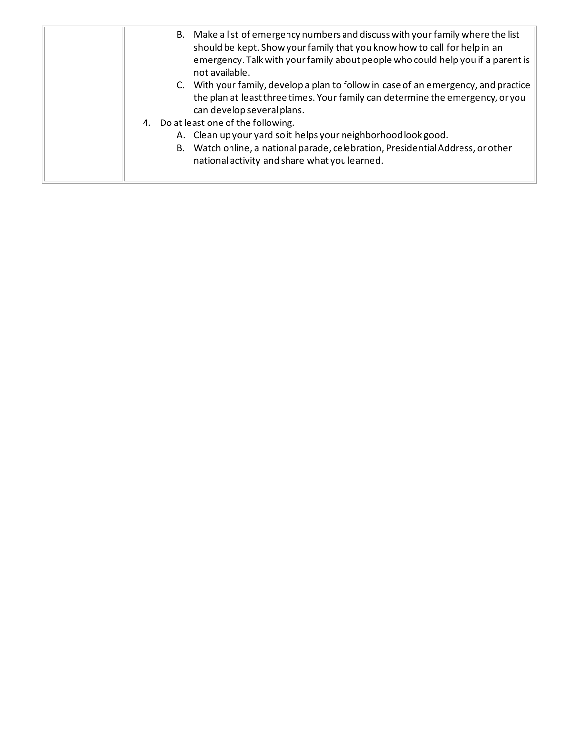| | |
|---|---|
| | B. Make a list of emergency numbers and discuss with your family where the list should be kept. Show your family that you know how to call for help in an emergency. Talk with your family about people who could help you if a parent is not available.<br>C. With your family, develop a plan to follow in case of an emergency, and practice the plan at least three times. Your family can determine the emergency, or you can develop several plans.<br>4. Do at least one of the following.<br>A. Clean up your yard so it helps your neighborhood look good.<br>B. Watch online, a national parade, celebration, Presidential Address, or other national activity and share what you learned. |